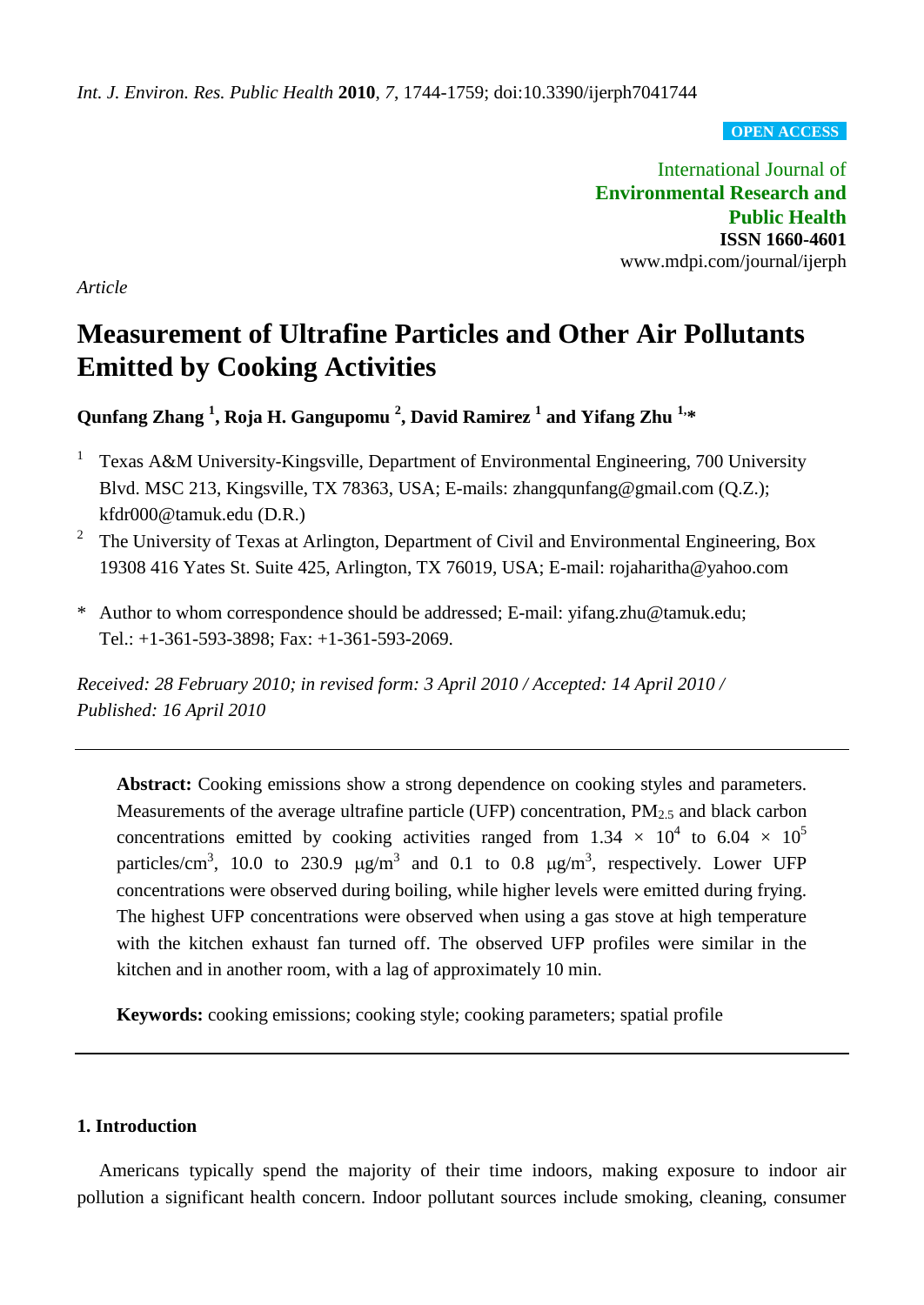*Int. J. Environ. Res. Public Health* **2010**, *7*, 1744-1759; doi:10.3390/ijerph7041744

**OPEN ACCESS**

International Journal of
**Environmental Research and Public Health**
**ISSN 1660-4601**
www.mdpi.com/journal/ijerph

*Article*

# Measurement of Ultrafine Particles and Other Air Pollutants Emitted by Cooking Activities

**Qunfang Zhang [1], Roja H. Gangupomu [2], David Ramirez [1] and Yifang Zhu [1,]***

[1] Texas A&M University-Kingsville, Department of Environmental Engineering, 700 University Blvd. MSC 213, Kingsville, TX 78363, USA; E-mails: zhangqunfang@gmail.com (Q.Z.); kfdr000@tamuk.edu (D.R.)

[2] The University of Texas at Arlington, Department of Civil and Environmental Engineering, Box 19308 416 Yates St. Suite 425, Arlington, TX 76019, USA; E-mail: rojaharitha@yahoo.com

\* Author to whom correspondence should be addressed; E-mail: yifang.zhu@tamuk.edu; Tel.: +1-361-593-3898; Fax: +1-361-593-2069.

*Received: 28 February 2010; in revised form: 3 April 2010 / Accepted: 14 April 2010 / Published: 16 April 2010*

---

**Abstract:** Cooking emissions show a strong dependence on cooking styles and parameters. Measurements of the average ultrafine particle (UFP) concentration, $PM_{2.5}$ and black carbon concentrations emitted by cooking activities ranged from $1.34 \times 10^4$ to $6.04 \times 10^5$ particles/cm$^3$, 10.0 to 230.9 μg/m$^3$ and 0.1 to 0.8 μg/m$^3$, respectively. Lower UFP concentrations were observed during boiling, while higher levels were emitted during frying. The highest UFP concentrations were observed when using a gas stove at high temperature with the kitchen exhaust fan turned off. The observed UFP profiles were similar in the kitchen and in another room, with a lag of approximately 10 min.

**Keywords:** cooking emissions; cooking style; cooking parameters; spatial profile

---

## 1. Introduction

Americans typically spend the majority of their time indoors, making exposure to indoor air pollution a significant health concern. Indoor pollutant sources include smoking, cleaning, consumer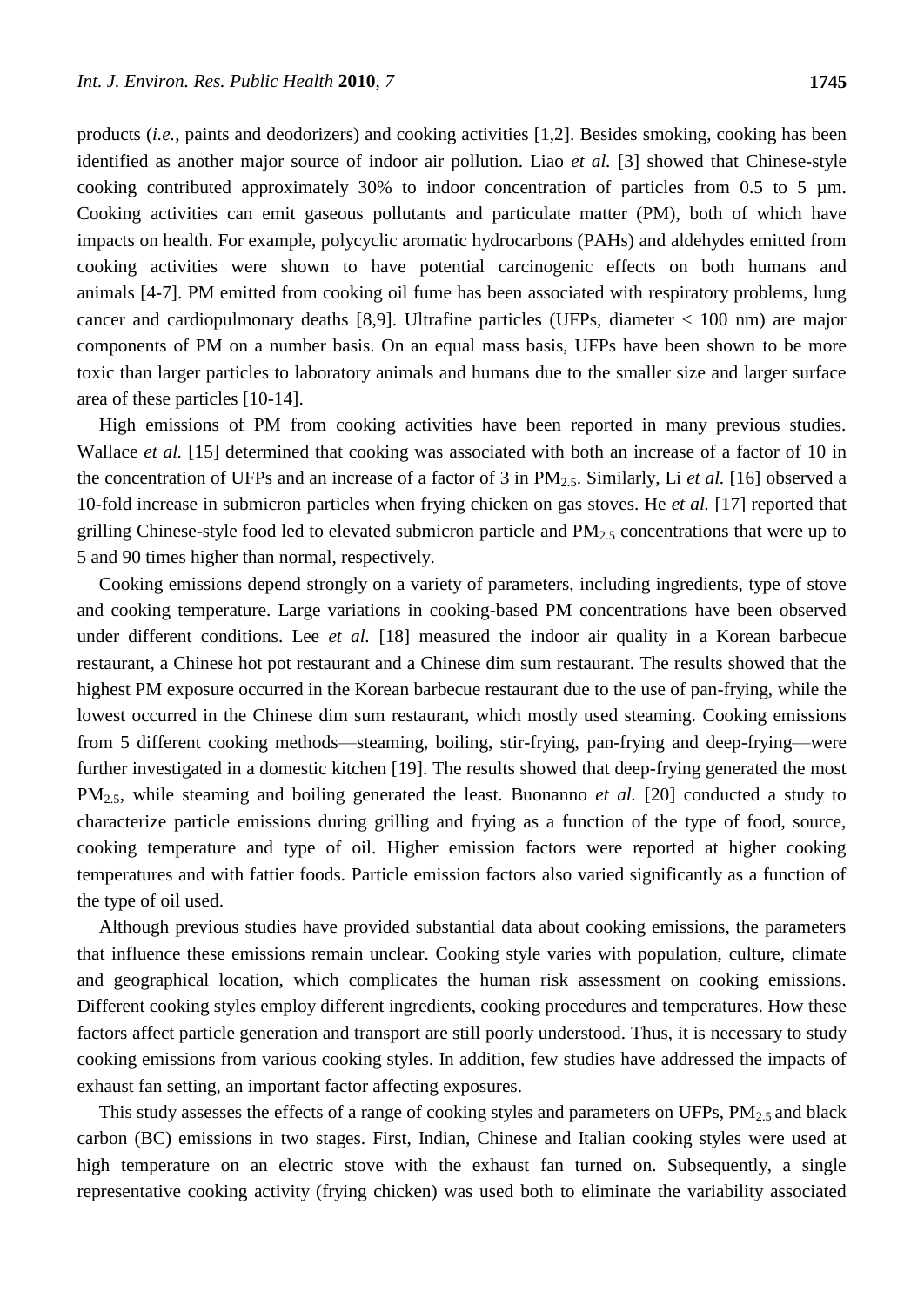products (*i.e.*, paints and deodorizers) and cooking activities [1,2]. Besides smoking, cooking has been identified as another major source of indoor air pollution. Liao *et al.* [3] showed that Chinese-style cooking contributed approximately 30% to indoor concentration of particles from 0.5 to 5 µm. Cooking activities can emit gaseous pollutants and particulate matter (PM), both of which have impacts on health. For example, polycyclic aromatic hydrocarbons (PAHs) and aldehydes emitted from cooking activities were shown to have potential carcinogenic effects on both humans and animals [4-7]. PM emitted from cooking oil fume has been associated with respiratory problems, lung cancer and cardiopulmonary deaths [8,9]. Ultrafine particles (UFPs, diameter < 100 nm) are major components of PM on a number basis. On an equal mass basis, UFPs have been shown to be more toxic than larger particles to laboratory animals and humans due to the smaller size and larger surface area of these particles [10-14].

High emissions of PM from cooking activities have been reported in many previous studies. Wallace *et al.* [15] determined that cooking was associated with both an increase of a factor of 10 in the concentration of UFPs and an increase of a factor of 3 in $PM_{2.5}$. Similarly, Li *et al.* [16] observed a 10-fold increase in submicron particles when frying chicken on gas stoves. He *et al.* [17] reported that grilling Chinese-style food led to elevated submicron particle and $PM_{2.5}$ concentrations that were up to 5 and 90 times higher than normal, respectively.

Cooking emissions depend strongly on a variety of parameters, including ingredients, type of stove and cooking temperature. Large variations in cooking-based PM concentrations have been observed under different conditions. Lee *et al.* [18] measured the indoor air quality in a Korean barbecue restaurant, a Chinese hot pot restaurant and a Chinese dim sum restaurant. The results showed that the highest PM exposure occurred in the Korean barbecue restaurant due to the use of pan-frying, while the lowest occurred in the Chinese dim sum restaurant, which mostly used steaming. Cooking emissions from 5 different cooking methods—steaming, boiling, stir-frying, pan-frying and deep-frying—were further investigated in a domestic kitchen [19]. The results showed that deep-frying generated the most $PM_{2.5}$, while steaming and boiling generated the least. Buonanno *et al.* [20] conducted a study to characterize particle emissions during grilling and frying as a function of the type of food, source, cooking temperature and type of oil. Higher emission factors were reported at higher cooking temperatures and with fattier foods. Particle emission factors also varied significantly as a function of the type of oil used.

Although previous studies have provided substantial data about cooking emissions, the parameters that influence these emissions remain unclear. Cooking style varies with population, culture, climate and geographical location, which complicates the human risk assessment on cooking emissions. Different cooking styles employ different ingredients, cooking procedures and temperatures. How these factors affect particle generation and transport are still poorly understood. Thus, it is necessary to study cooking emissions from various cooking styles. In addition, few studies have addressed the impacts of exhaust fan setting, an important factor affecting exposures.

This study assesses the effects of a range of cooking styles and parameters on UFPs, $PM_{2.5}$ and black carbon (BC) emissions in two stages. First, Indian, Chinese and Italian cooking styles were used at high temperature on an electric stove with the exhaust fan turned on. Subsequently, a single representative cooking activity (frying chicken) was used both to eliminate the variability associated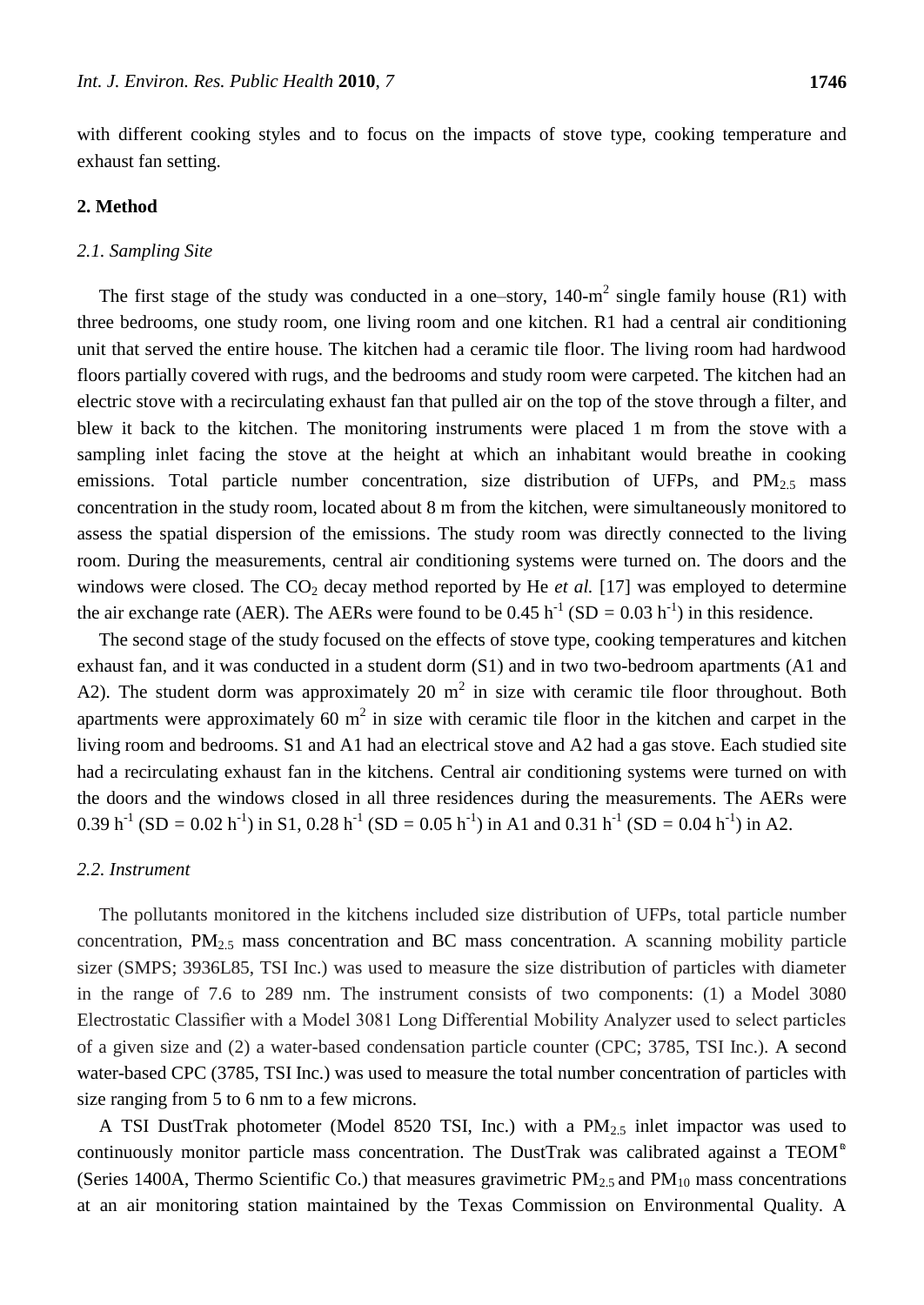with different cooking styles and to focus on the impacts of stove type, cooking temperature and exhaust fan setting.

## 2. Method

### *2.1. Sampling Site*

The first stage of the study was conducted in a one–story, 140-$m^2$ single family house (R1) with three bedrooms, one study room, one living room and one kitchen. R1 had a central air conditioning unit that served the entire house. The kitchen had a ceramic tile floor. The living room had hardwood floors partially covered with rugs, and the bedrooms and study room were carpeted. The kitchen had an electric stove with a recirculating exhaust fan that pulled air on the top of the stove through a filter, and blew it back to the kitchen. The monitoring instruments were placed 1 m from the stove with a sampling inlet facing the stove at the height at which an inhabitant would breathe in cooking emissions. Total particle number concentration, size distribution of UFPs, and $PM_{2.5}$ mass concentration in the study room, located about 8 m from the kitchen, were simultaneously monitored to assess the spatial dispersion of the emissions. The study room was directly connected to the living room. During the measurements, central air conditioning systems were turned on. The doors and the windows were closed. The $CO_2$ decay method reported by He *et al.* [17] was employed to determine the air exchange rate (AER). The AERs were found to be 0.45 $h^{-1}$ (SD = 0.03 $h^{-1}$) in this residence.

The second stage of the study focused on the effects of stove type, cooking temperatures and kitchen exhaust fan, and it was conducted in a student dorm (S1) and in two two-bedroom apartments (A1 and A2). The student dorm was approximately 20 $m^2$ in size with ceramic tile floor throughout. Both apartments were approximately 60 $m^2$ in size with ceramic tile floor in the kitchen and carpet in the living room and bedrooms. S1 and A1 had an electrical stove and A2 had a gas stove. Each studied site had a recirculating exhaust fan in the kitchens. Central air conditioning systems were turned on with the doors and the windows closed in all three residences during the measurements. The AERs were 0.39 $h^{-1}$ (SD = 0.02 $h^{-1}$) in S1, 0.28 $h^{-1}$ (SD = 0.05 $h^{-1}$) in A1 and 0.31 $h^{-1}$ (SD = 0.04 $h^{-1}$) in A2.

### *2.2. Instrument*

The pollutants monitored in the kitchens included size distribution of UFPs, total particle number concentration, $PM_{2.5}$ mass concentration and BC mass concentration. A scanning mobility particle sizer (SMPS; 3936L85, TSI Inc.) was used to measure the size distribution of particles with diameter in the range of 7.6 to 289 nm. The instrument consists of two components: (1) a Model 3080 Electrostatic Classifier with a Model 3081 Long Differential Mobility Analyzer used to select particles of a given size and (2) a water-based condensation particle counter (CPC; 3785, TSI Inc.). A second water-based CPC (3785, TSI Inc.) was used to measure the total number concentration of particles with size ranging from 5 to 6 nm to a few microns.

A TSI DustTrak photometer (Model 8520 TSI, Inc.) with a $PM_{2.5}$ inlet impactor was used to continuously monitor particle mass concentration. The DustTrak was calibrated against a TEOM® (Series 1400A, Thermo Scientific Co.) that measures gravimetric $PM_{2.5}$ and $PM_{10}$ mass concentrations at an air monitoring station maintained by the Texas Commission on Environmental Quality. A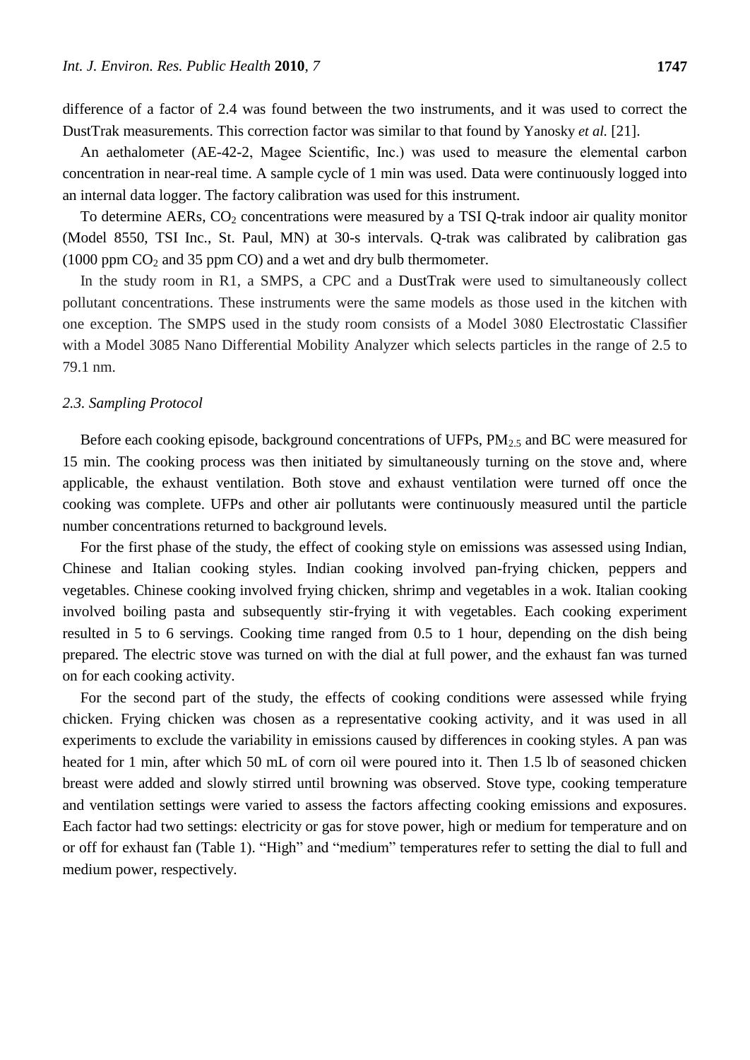difference of a factor of 2.4 was found between the two instruments, and it was used to correct the DustTrak measurements. This correction factor was similar to that found by Yanosky *et al.* [21].

An aethalometer (AE-42-2, Magee Scientific, Inc.) was used to measure the elemental carbon concentration in near-real time. A sample cycle of 1 min was used. Data were continuously logged into an internal data logger. The factory calibration was used for this instrument.

To determine AERs, $CO_2$ concentrations were measured by a TSI Q-trak indoor air quality monitor (Model 8550, TSI Inc., St. Paul, MN) at 30-s intervals. Q-trak was calibrated by calibration gas (1000 ppm $CO_2$ and 35 ppm CO) and a wet and dry bulb thermometer.

In the study room in R1, a SMPS, a CPC and a DustTrak were used to simultaneously collect pollutant concentrations. These instruments were the same models as those used in the kitchen with one exception. The SMPS used in the study room consists of a Model 3080 Electrostatic Classifier with a Model 3085 Nano Differential Mobility Analyzer which selects particles in the range of 2.5 to 79.1 nm.

### *2.3. Sampling Protocol*

Before each cooking episode, background concentrations of UFPs, $PM_{2.5}$ and BC were measured for 15 min. The cooking process was then initiated by simultaneously turning on the stove and, where applicable, the exhaust ventilation. Both stove and exhaust ventilation were turned off once the cooking was complete. UFPs and other air pollutants were continuously measured until the particle number concentrations returned to background levels.

For the first phase of the study, the effect of cooking style on emissions was assessed using Indian, Chinese and Italian cooking styles. Indian cooking involved pan-frying chicken, peppers and vegetables. Chinese cooking involved frying chicken, shrimp and vegetables in a wok. Italian cooking involved boiling pasta and subsequently stir-frying it with vegetables. Each cooking experiment resulted in 5 to 6 servings. Cooking time ranged from 0.5 to 1 hour, depending on the dish being prepared. The electric stove was turned on with the dial at full power, and the exhaust fan was turned on for each cooking activity.

For the second part of the study, the effects of cooking conditions were assessed while frying chicken. Frying chicken was chosen as a representative cooking activity, and it was used in all experiments to exclude the variability in emissions caused by differences in cooking styles. A pan was heated for 1 min, after which 50 mL of corn oil were poured into it. Then 1.5 lb of seasoned chicken breast were added and slowly stirred until browning was observed. Stove type, cooking temperature and ventilation settings were varied to assess the factors affecting cooking emissions and exposures. Each factor had two settings: electricity or gas for stove power, high or medium for temperature and on or off for exhaust fan (Table 1). "High" and "medium" temperatures refer to setting the dial to full and medium power, respectively.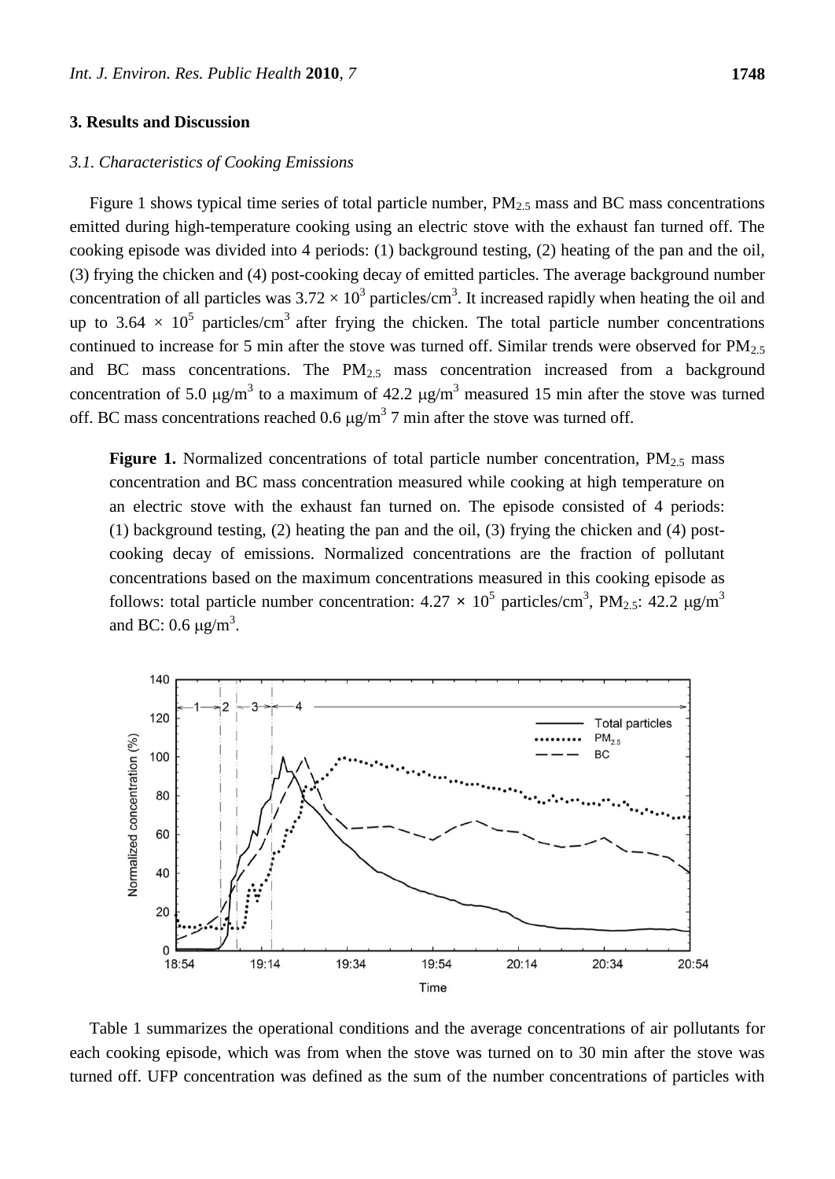## 3. Results and Discussion

### *3.1. Characteristics of Cooking Emissions*

Figure 1 shows typical time series of total particle number, $PM_{2.5}$ mass and BC mass concentrations emitted during high-temperature cooking using an electric stove with the exhaust fan turned off. The cooking episode was divided into 4 periods: (1) background testing, (2) heating of the pan and the oil, (3) frying the chicken and (4) post-cooking decay of emitted particles. The average background number concentration of all particles was $3.72 \times 10^3$ particles/cm$^3$. It increased rapidly when heating the oil and up to $3.64 \times 10^5$ particles/cm$^3$ after frying the chicken. The total particle number concentrations continued to increase for 5 min after the stove was turned off. Similar trends were observed for $PM_{2.5}$ and BC mass concentrations. The $PM_{2.5}$ mass concentration increased from a background concentration of 5.0 μg/m$^3$ to a maximum of 42.2 μg/m$^3$ measured 15 min after the stove was turned off. BC mass concentrations reached 0.6 μg/m$^3$ 7 min after the stove was turned off.

**Figure 1.** Normalized concentrations of total particle number concentration, $PM_{2.5}$ mass concentration and BC mass concentration measured while cooking at high temperature on an electric stove with the exhaust fan turned on. The episode consisted of 4 periods: (1) background testing, (2) heating the pan and the oil, (3) frying the chicken and (4) post-cooking decay of emissions. Normalized concentrations are the fraction of pollutant concentrations based on the maximum concentrations measured in this cooking episode as follows: total particle number concentration: $4.27 \times 10^5$ particles/cm$^3$, $PM_{2.5}$: 42.2 μg/m$^3$ and BC: 0.6 μg/m$^3$.

Table 1 summarizes the operational conditions and the average concentrations of air pollutants for each cooking episode, which was from when the stove was turned on to 30 min after the stove was turned off. UFP concentration was defined as the sum of the number concentrations of particles with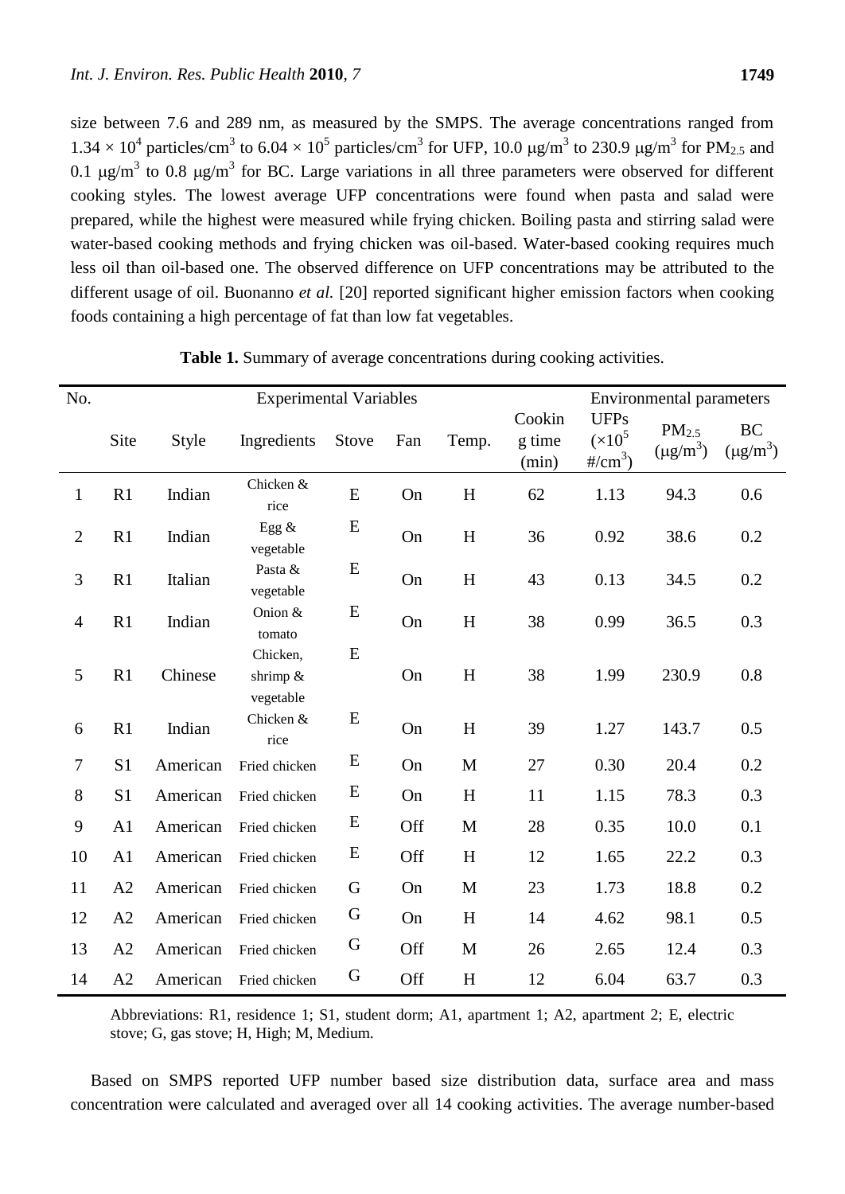size between 7.6 and 289 nm, as measured by the SMPS. The average concentrations ranged from $1.34 \times 10^4$ particles/cm$^3$ to $6.04 \times 10^5$ particles/cm$^3$ for UFP, 10.0 μg/m$^3$ to 230.9 μg/m$^3$ for $PM_{2.5}$ and 0.1 μg/m$^3$ to 0.8 μg/m$^3$ for BC. Large variations in all three parameters were observed for different cooking styles. The lowest average UFP concentrations were found when pasta and salad were prepared, while the highest were measured while frying chicken. Boiling pasta and stirring salad were water-based cooking methods and frying chicken was oil-based. Water-based cooking requires much less oil than oil-based one. The observed difference on UFP concentrations may be attributed to the different usage of oil. Buonanno *et al.* [20] reported significant higher emission factors when cooking foods containing a high percentage of fat than low fat vegetables.

**Table 1.** Summary of average concentrations during cooking activities.

| No. | Experimental Variables | | | | | | | Environmental parameters | | |
|---|---|---|---|---|---|---|---|---|---|---|
| | Site | Style | Ingredients | Stove | Fan | Temp. | Cooking time (min) | UFPs ($\times 10^5$ #/cm$^3$) | $PM_{2.5}$ (μg/m$^3$) | BC (μg/m$^3$) |
| 1 | R1 | Indian | Chicken & rice | E | On | H | 62 | 1.13 | 94.3 | 0.6 |
| 2 | R1 | Indian | Egg & vegetable | E | On | H | 36 | 0.92 | 38.6 | 0.2 |
| 3 | R1 | Italian | Pasta & vegetable | E | On | H | 43 | 0.13 | 34.5 | 0.2 |
| 4 | R1 | Indian | Onion & tomato | E | On | H | 38 | 0.99 | 36.5 | 0.3 |
| 5 | R1 | Chinese | Chicken, shrimp & vegetable | E | On | H | 38 | 1.99 | 230.9 | 0.8 |
| 6 | R1 | Indian | Chicken & rice | E | On | H | 39 | 1.27 | 143.7 | 0.5 |
| 7 | S1 | American | Fried chicken | E | On | M | 27 | 0.30 | 20.4 | 0.2 |
| 8 | S1 | American | Fried chicken | E | On | H | 11 | 1.15 | 78.3 | 0.3 |
| 9 | A1 | American | Fried chicken | E | Off | M | 28 | 0.35 | 10.0 | 0.1 |
| 10 | A1 | American | Fried chicken | E | Off | H | 12 | 1.65 | 22.2 | 0.3 |
| 11 | A2 | American | Fried chicken | G | On | M | 23 | 1.73 | 18.8 | 0.2 |
| 12 | A2 | American | Fried chicken | G | On | H | 14 | 4.62 | 98.1 | 0.5 |
| 13 | A2 | American | Fried chicken | G | Off | M | 26 | 2.65 | 12.4 | 0.3 |
| 14 | A2 | American | Fried chicken | G | Off | H | 12 | 6.04 | 63.7 | 0.3 |

Abbreviations: R1, residence 1; S1, student dorm; A1, apartment 1; A2, apartment 2; E, electric stove; G, gas stove; H, High; M, Medium.

Based on SMPS reported UFP number based size distribution data, surface area and mass concentration were calculated and averaged over all 14 cooking activities. The average number-based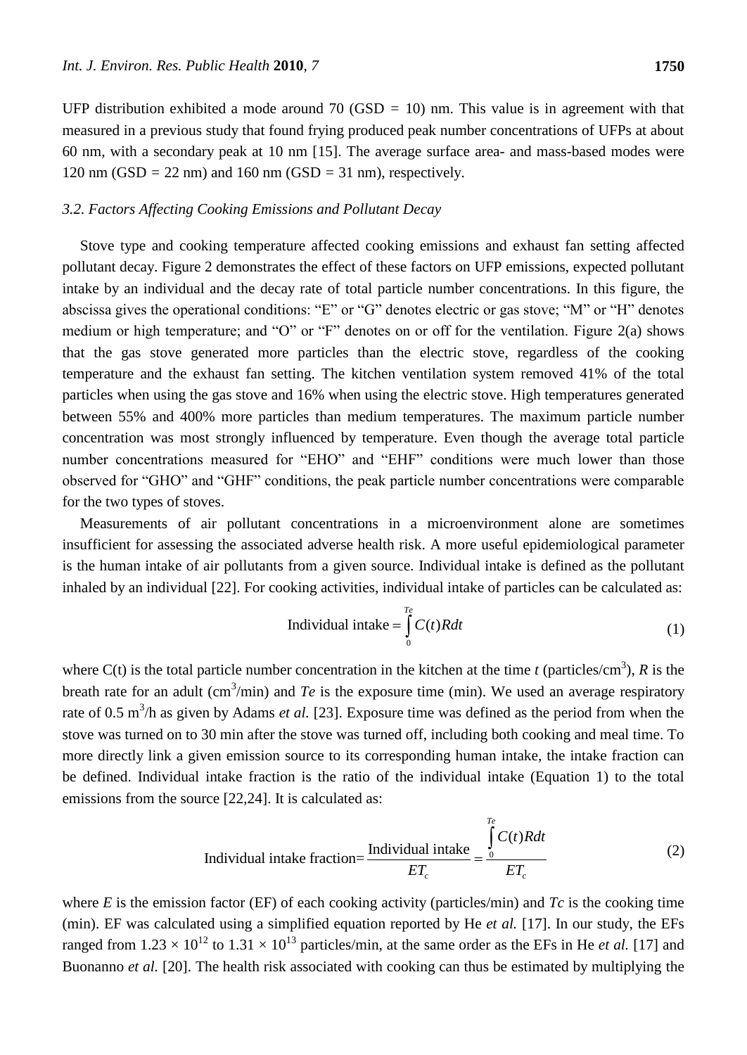UFP distribution exhibited a mode around 70 (GSD = 10) nm. This value is in agreement with that measured in a previous study that found frying produced peak number concentrations of UFPs at about 60 nm, with a secondary peak at 10 nm [15]. The average surface area- and mass-based modes were 120 nm (GSD = 22 nm) and 160 nm (GSD = 31 nm), respectively.

### *3.2. Factors Affecting Cooking Emissions and Pollutant Decay*

Stove type and cooking temperature affected cooking emissions and exhaust fan setting affected pollutant decay. Figure 2 demonstrates the effect of these factors on UFP emissions, expected pollutant intake by an individual and the decay rate of total particle number concentrations. In this figure, the abscissa gives the operational conditions: "E" or "G" denotes electric or gas stove; "M" or "H" denotes medium or high temperature; and "O" or "F" denotes on or off for the ventilation. Figure 2(a) shows that the gas stove generated more particles than the electric stove, regardless of the cooking temperature and the exhaust fan setting. The kitchen ventilation system removed 41% of the total particles when using the gas stove and 16% when using the electric stove. High temperatures generated between 55% and 400% more particles than medium temperatures. The maximum particle number concentration was most strongly influenced by temperature. Even though the average total particle number concentrations measured for "EHO" and "EHF" conditions were much lower than those observed for "GHO" and "GHF" conditions, the peak particle number concentrations were comparable for the two types of stoves.

Measurements of air pollutant concentrations in a microenvironment alone are sometimes insufficient for assessing the associated adverse health risk. A more useful epidemiological parameter is the human intake of air pollutants from a given source. Individual intake is defined as the pollutant inhaled by an individual [22]. For cooking activities, individual intake of particles can be calculated as:

$$\text{Individual intake} = \int_{0}^{Te} C(t)R\,dt \tag{1}$$

where C(t) is the total particle number concentration in the kitchen at the time $t$ (particles/cm$^3$), $R$ is the breath rate for an adult (cm$^3$/min) and $Te$ is the exposure time (min). We used an average respiratory rate of 0.5 m$^3$/h as given by Adams *et al.* [23]. Exposure time was defined as the period from when the stove was turned on to 30 min after the stove was turned off, including both cooking and meal time. To more directly link a given emission source to its corresponding human intake, the intake fraction can be defined. Individual intake fraction is the ratio of the individual intake (Equation 1) to the total emissions from the source [22,24]. It is calculated as:

$$\text{Individual intake fraction} = \frac{\text{Individual intake}}{ET_c} = \frac{\int_{0}^{Te} C(t)R\,dt}{ET_c} \tag{2}$$

where $E$ is the emission factor (EF) of each cooking activity (particles/min) and $Tc$ is the cooking time (min). EF was calculated using a simplified equation reported by He *et al.* [17]. In our study, the EFs ranged from $1.23 \times 10^{12}$ to $1.31 \times 10^{13}$ particles/min, at the same order as the EFs in He *et al.* [17] and Buonanno *et al.* [20]. The health risk associated with cooking can thus be estimated by multiplying the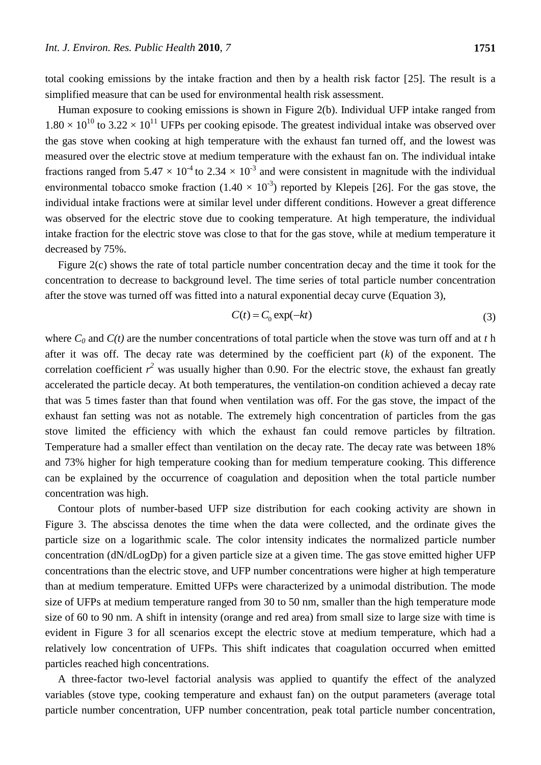total cooking emissions by the intake fraction and then by a health risk factor [25]. The result is a simplified measure that can be used for environmental health risk assessment.

Human exposure to cooking emissions is shown in Figure 2(b). Individual UFP intake ranged from $1.80 \times 10^{10}$ to $3.22 \times 10^{11}$ UFPs per cooking episode. The greatest individual intake was observed over the gas stove when cooking at high temperature with the exhaust fan turned off, and the lowest was measured over the electric stove at medium temperature with the exhaust fan on. The individual intake fractions ranged from $5.47 \times 10^{-4}$ to $2.34 \times 10^{-3}$ and were consistent in magnitude with the individual environmental tobacco smoke fraction ($1.40 \times 10^{-3}$) reported by Klepeis [26]. For the gas stove, the individual intake fractions were at similar level under different conditions. However a great difference was observed for the electric stove due to cooking temperature. At high temperature, the individual intake fraction for the electric stove was close to that for the gas stove, while at medium temperature it decreased by 75%.

Figure 2(c) shows the rate of total particle number concentration decay and the time it took for the concentration to decrease to background level. The time series of total particle number concentration after the stove was turned off was fitted into a natural exponential decay curve (Equation 3),

$$C(t) = C_0 \exp(-kt) \tag{3}$$

where $C_0$ and $C(t)$ are the number concentrations of total particle when the stove was turn off and at *t* h after it was off. The decay rate was determined by the coefficient part ($k$) of the exponent. The correlation coefficient $r^2$ was usually higher than 0.90. For the electric stove, the exhaust fan greatly accelerated the particle decay. At both temperatures, the ventilation-on condition achieved a decay rate that was 5 times faster than that found when ventilation was off. For the gas stove, the impact of the exhaust fan setting was not as notable. The extremely high concentration of particles from the gas stove limited the efficiency with which the exhaust fan could remove particles by filtration. Temperature had a smaller effect than ventilation on the decay rate. The decay rate was between 18% and 73% higher for high temperature cooking than for medium temperature cooking. This difference can be explained by the occurrence of coagulation and deposition when the total particle number concentration was high.

Contour plots of number-based UFP size distribution for each cooking activity are shown in Figure 3. The abscissa denotes the time when the data were collected, and the ordinate gives the particle size on a logarithmic scale. The color intensity indicates the normalized particle number concentration (dN/dLogDp) for a given particle size at a given time. The gas stove emitted higher UFP concentrations than the electric stove, and UFP number concentrations were higher at high temperature than at medium temperature. Emitted UFPs were characterized by a unimodal distribution. The mode size of UFPs at medium temperature ranged from 30 to 50 nm, smaller than the high temperature mode size of 60 to 90 nm. A shift in intensity (orange and red area) from small size to large size with time is evident in Figure 3 for all scenarios except the electric stove at medium temperature, which had a relatively low concentration of UFPs. This shift indicates that coagulation occurred when emitted particles reached high concentrations.

A three-factor two-level factorial analysis was applied to quantify the effect of the analyzed variables (stove type, cooking temperature and exhaust fan) on the output parameters (average total particle number concentration, UFP number concentration, peak total particle number concentration,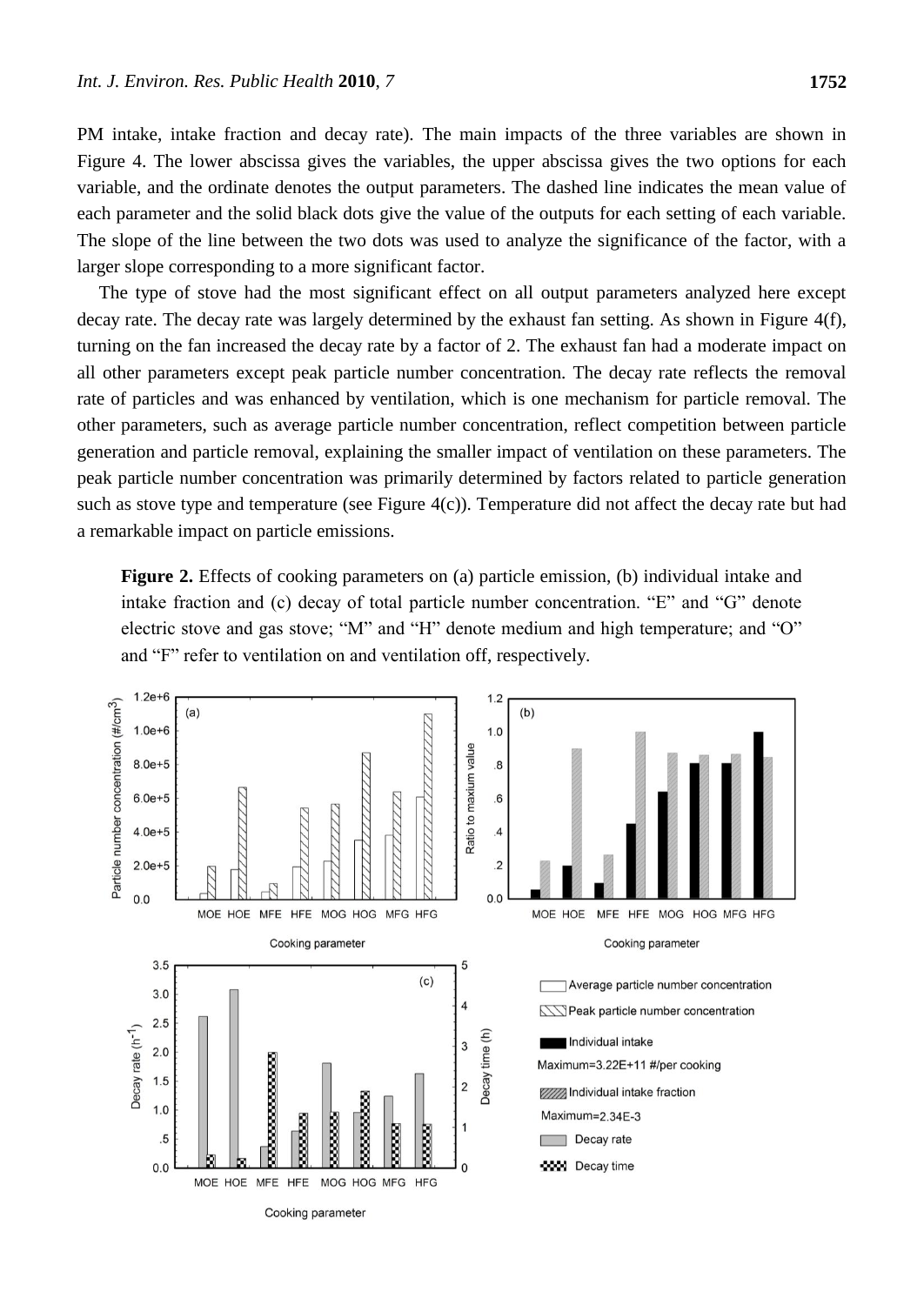PM intake, intake fraction and decay rate). The main impacts of the three variables are shown in Figure 4. The lower abscissa gives the variables, the upper abscissa gives the two options for each variable, and the ordinate denotes the output parameters. The dashed line indicates the mean value of each parameter and the solid black dots give the value of the outputs for each setting of each variable. The slope of the line between the two dots was used to analyze the significance of the factor, with a larger slope corresponding to a more significant factor.

The type of stove had the most significant effect on all output parameters analyzed here except decay rate. The decay rate was largely determined by the exhaust fan setting. As shown in Figure 4(f), turning on the fan increased the decay rate by a factor of 2. The exhaust fan had a moderate impact on all other parameters except peak particle number concentration. The decay rate reflects the removal rate of particles and was enhanced by ventilation, which is one mechanism for particle removal. The other parameters, such as average particle number concentration, reflect competition between particle generation and particle removal, explaining the smaller impact of ventilation on these parameters. The peak particle number concentration was primarily determined by factors related to particle generation such as stove type and temperature (see Figure 4(c)). Temperature did not affect the decay rate but had a remarkable impact on particle emissions.

**Figure 2.** Effects of cooking parameters on (a) particle emission, (b) individual intake and intake fraction and (c) decay of total particle number concentration. "E" and "G" denote electric stove and gas stove; "M" and "H" denote medium and high temperature; and "O" and "F" refer to ventilation on and ventilation off, respectively.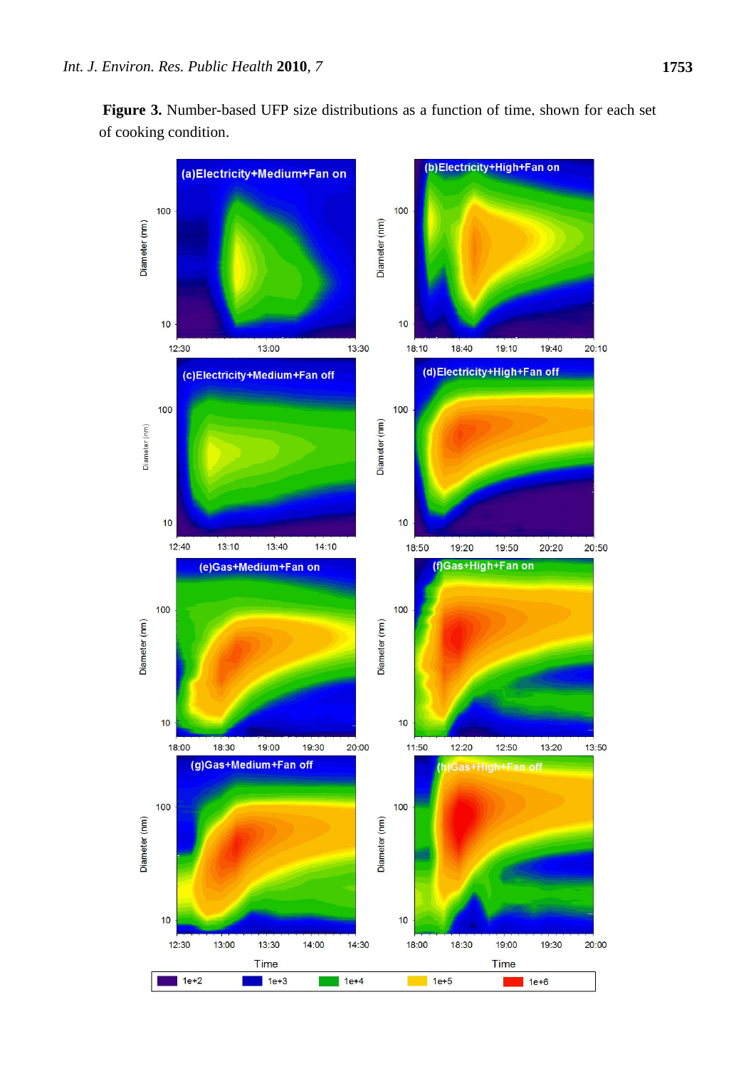**Figure 3.** Number-based UFP size distributions as a function of time, shown for each set of cooking condition.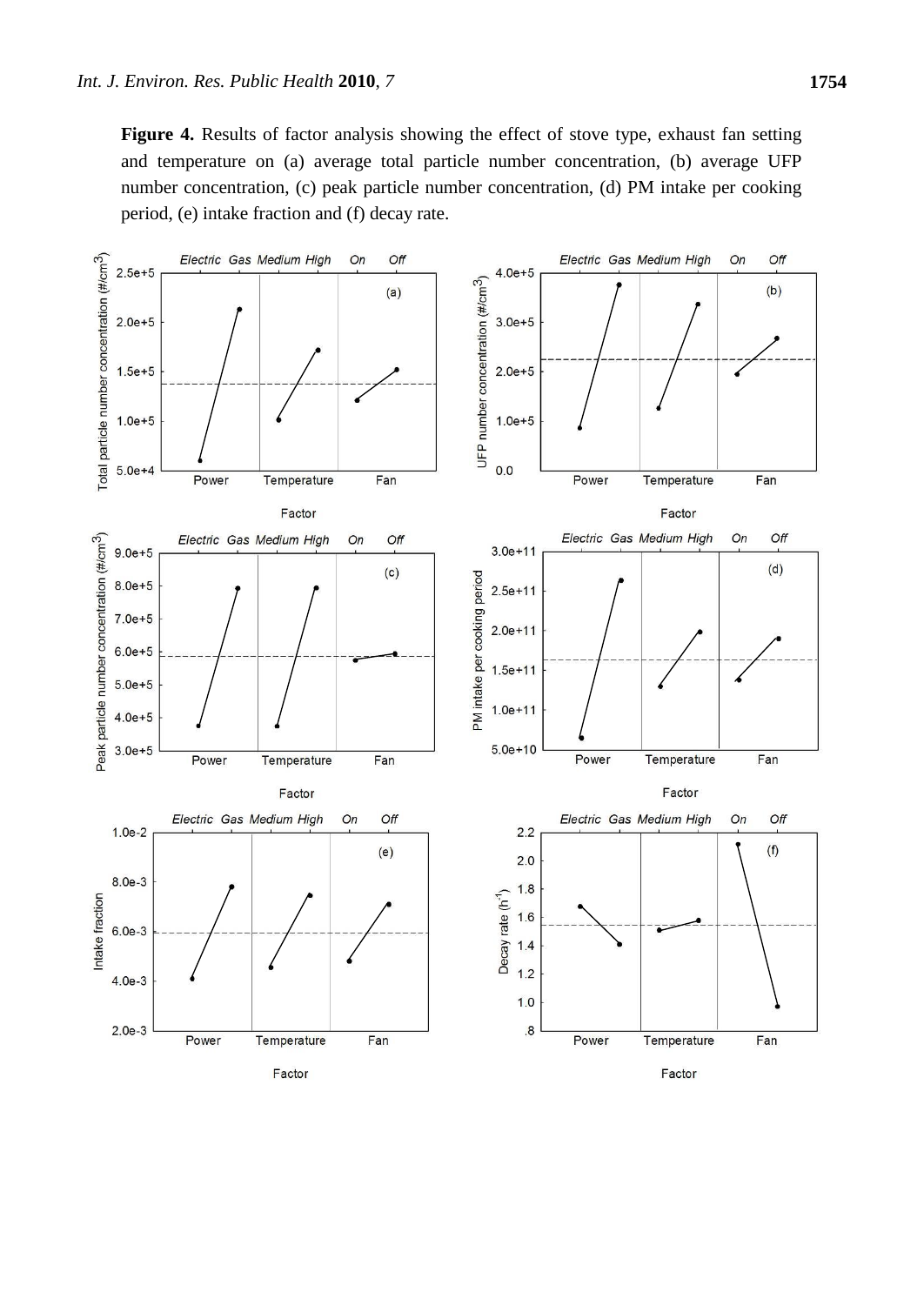**Figure 4.** Results of factor analysis showing the effect of stove type, exhaust fan setting and temperature on (a) average total particle number concentration, (b) average UFP number concentration, (c) peak particle number concentration, (d) PM intake per cooking period, (e) intake fraction and (f) decay rate.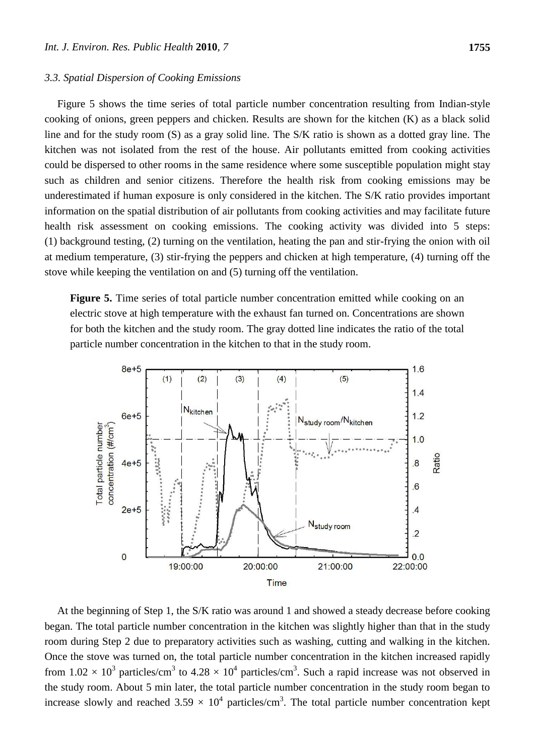### 3.3. Spatial Dispersion of Cooking Emissions

Figure 5 shows the time series of total particle number concentration resulting from Indian-style cooking of onions, green peppers and chicken. Results are shown for the kitchen (K) as a black solid line and for the study room (S) as a gray solid line. The S/K ratio is shown as a dotted gray line. The kitchen was not isolated from the rest of the house. Air pollutants emitted from cooking activities could be dispersed to other rooms in the same residence where some susceptible population might stay such as children and senior citizens. Therefore the health risk from cooking emissions may be underestimated if human exposure is only considered in the kitchen. The S/K ratio provides important information on the spatial distribution of air pollutants from cooking activities and may facilitate future health risk assessment on cooking emissions. The cooking activity was divided into 5 steps: (1) background testing, (2) turning on the ventilation, heating the pan and stir-frying the onion with oil at medium temperature, (3) stir-frying the peppers and chicken at high temperature, (4) turning off the stove while keeping the ventilation on and (5) turning off the ventilation.

**Figure 5.** Time series of total particle number concentration emitted while cooking on an electric stove at high temperature with the exhaust fan turned on. Concentrations are shown for both the kitchen and the study room. The gray dotted line indicates the ratio of the total particle number concentration in the kitchen to that in the study room.

At the beginning of Step 1, the S/K ratio was around 1 and showed a steady decrease before cooking began. The total particle number concentration in the kitchen was slightly higher than that in the study room during Step 2 due to preparatory activities such as washing, cutting and walking in the kitchen. Once the stove was turned on, the total particle number concentration in the kitchen increased rapidly from $1.02 \times 10^3$ particles/cm$^3$ to $4.28 \times 10^4$ particles/cm$^3$. Such a rapid increase was not observed in the study room. About 5 min later, the total particle number concentration in the study room began to increase slowly and reached $3.59 \times 10^4$ particles/cm$^3$. The total particle number concentration kept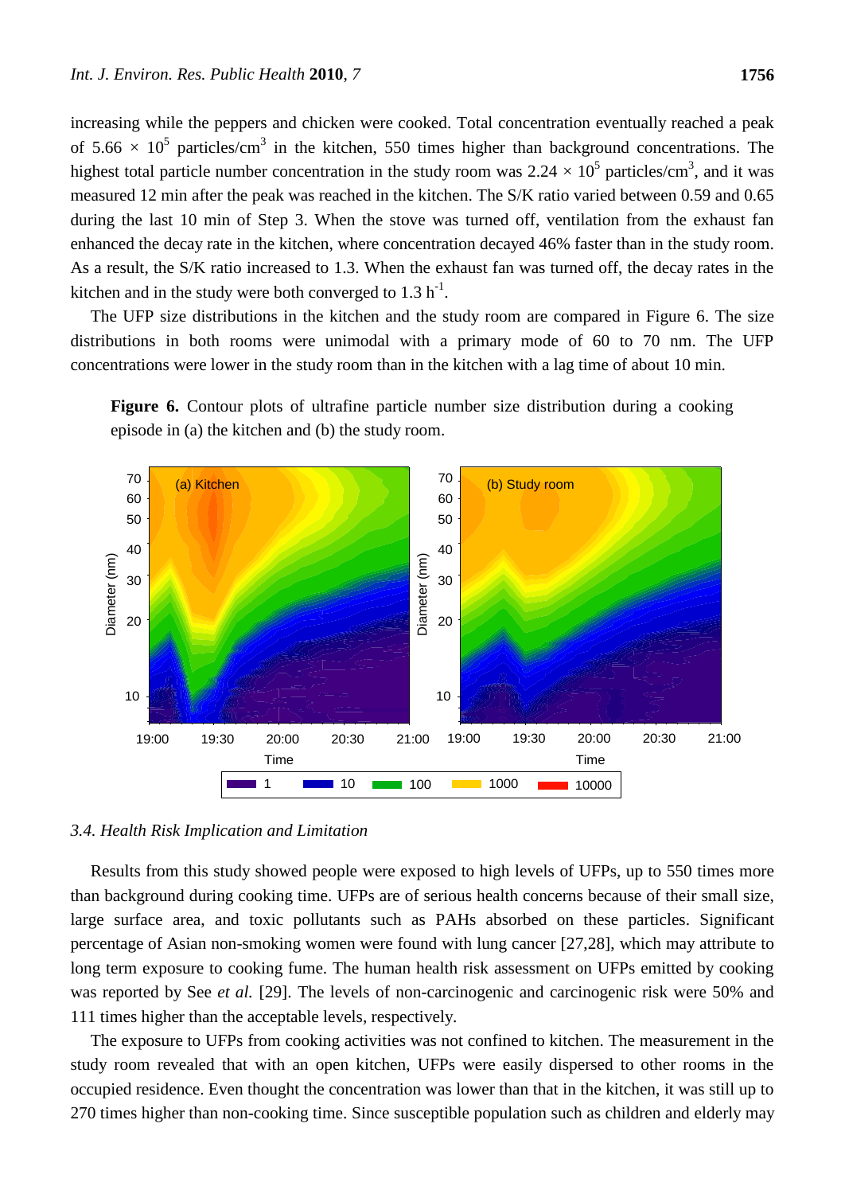increasing while the peppers and chicken were cooked. Total concentration eventually reached a peak of $5.66 \times 10^5$ particles/cm$^3$ in the kitchen, 550 times higher than background concentrations. The highest total particle number concentration in the study room was $2.24 \times 10^5$ particles/cm$^3$, and it was measured 12 min after the peak was reached in the kitchen. The S/K ratio varied between 0.59 and 0.65 during the last 10 min of Step 3. When the stove was turned off, ventilation from the exhaust fan enhanced the decay rate in the kitchen, where concentration decayed 46% faster than in the study room. As a result, the S/K ratio increased to 1.3. When the exhaust fan was turned off, the decay rates in the kitchen and in the study were both converged to 1.3 h$^{-1}$.

The UFP size distributions in the kitchen and the study room are compared in Figure 6. The size distributions in both rooms were unimodal with a primary mode of 60 to 70 nm. The UFP concentrations were lower in the study room than in the kitchen with a lag time of about 10 min.

**Figure 6.** Contour plots of ultrafine particle number size distribution during a cooking episode in (a) the kitchen and (b) the study room.

### 3.4. Health Risk Implication and Limitation

Results from this study showed people were exposed to high levels of UFPs, up to 550 times more than background during cooking time. UFPs are of serious health concerns because of their small size, large surface area, and toxic pollutants such as PAHs absorbed on these particles. Significant percentage of Asian non-smoking women were found with lung cancer [27,28], which may attribute to long term exposure to cooking fume. The human health risk assessment on UFPs emitted by cooking was reported by See *et al.* [29]. The levels of non-carcinogenic and carcinogenic risk were 50% and 111 times higher than the acceptable levels, respectively.

The exposure to UFPs from cooking activities was not confined to kitchen. The measurement in the study room revealed that with an open kitchen, UFPs were easily dispersed to other rooms in the occupied residence. Even thought the concentration was lower than that in the kitchen, it was still up to 270 times higher than non-cooking time. Since susceptible population such as children and elderly may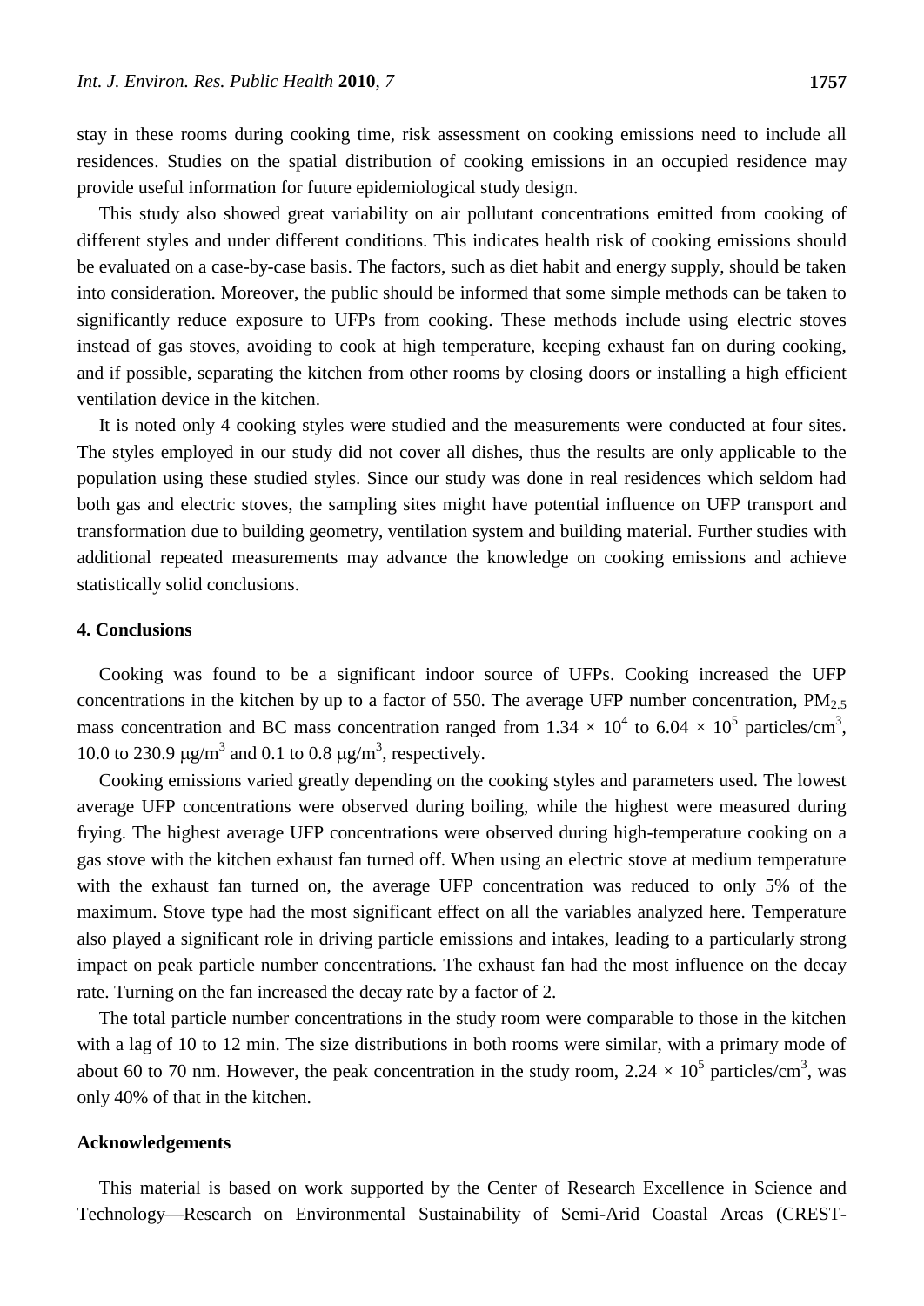stay in these rooms during cooking time, risk assessment on cooking emissions need to include all residences. Studies on the spatial distribution of cooking emissions in an occupied residence may provide useful information for future epidemiological study design.

This study also showed great variability on air pollutant concentrations emitted from cooking of different styles and under different conditions. This indicates health risk of cooking emissions should be evaluated on a case-by-case basis. The factors, such as diet habit and energy supply, should be taken into consideration. Moreover, the public should be informed that some simple methods can be taken to significantly reduce exposure to UFPs from cooking. These methods include using electric stoves instead of gas stoves, avoiding to cook at high temperature, keeping exhaust fan on during cooking, and if possible, separating the kitchen from other rooms by closing doors or installing a high efficient ventilation device in the kitchen.

It is noted only 4 cooking styles were studied and the measurements were conducted at four sites. The styles employed in our study did not cover all dishes, thus the results are only applicable to the population using these studied styles. Since our study was done in real residences which seldom had both gas and electric stoves, the sampling sites might have potential influence on UFP transport and transformation due to building geometry, ventilation system and building material. Further studies with additional repeated measurements may advance the knowledge on cooking emissions and achieve statistically solid conclusions.

## 4. Conclusions

Cooking was found to be a significant indoor source of UFPs. Cooking increased the UFP concentrations in the kitchen by up to a factor of 550. The average UFP number concentration, $PM_{2.5}$ mass concentration and BC mass concentration ranged from $1.34 \times 10^4$ to $6.04 \times 10^5$ particles/cm$^3$, 10.0 to 230.9 μg/m$^3$ and 0.1 to 0.8 μg/m$^3$, respectively.

Cooking emissions varied greatly depending on the cooking styles and parameters used. The lowest average UFP concentrations were observed during boiling, while the highest were measured during frying. The highest average UFP concentrations were observed during high-temperature cooking on a gas stove with the kitchen exhaust fan turned off. When using an electric stove at medium temperature with the exhaust fan turned on, the average UFP concentration was reduced to only 5% of the maximum. Stove type had the most significant effect on all the variables analyzed here. Temperature also played a significant role in driving particle emissions and intakes, leading to a particularly strong impact on peak particle number concentrations. The exhaust fan had the most influence on the decay rate. Turning on the fan increased the decay rate by a factor of 2.

The total particle number concentrations in the study room were comparable to those in the kitchen with a lag of 10 to 12 min. The size distributions in both rooms were similar, with a primary mode of about 60 to 70 nm. However, the peak concentration in the study room, $2.24 \times 10^5$ particles/cm$^3$, was only 40% of that in the kitchen.

## Acknowledgements

This material is based on work supported by the Center of Research Excellence in Science and Technology—Research on Environmental Sustainability of Semi-Arid Coastal Areas (CREST-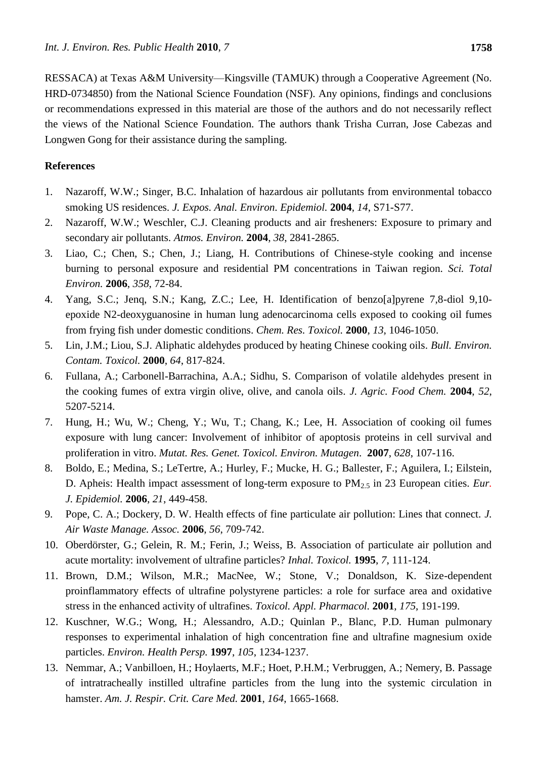RESSACA) at Texas A&M University—Kingsville (TAMUK) through a Cooperative Agreement (No. HRD-0734850) from the National Science Foundation (NSF). Any opinions, findings and conclusions or recommendations expressed in this material are those of the authors and do not necessarily reflect the views of the National Science Foundation. The authors thank Trisha Curran, Jose Cabezas and Longwen Gong for their assistance during the sampling.

## References

1. Nazaroff, W.W.; Singer, B.C. Inhalation of hazardous air pollutants from environmental tobacco smoking US residences. *J. Expos. Anal. Environ. Epidemiol.* **2004**, *14*, S71-S77.
2. Nazaroff, W.W.; Weschler, C.J. Cleaning products and air fresheners: Exposure to primary and secondary air pollutants. *Atmos. Environ.* **2004**, *38*, 2841-2865.
3. Liao, C.; Chen, S.; Chen, J.; Liang, H. Contributions of Chinese-style cooking and incense burning to personal exposure and residential PM concentrations in Taiwan region. *Sci. Total Environ.* **2006**, *358*, 72-84.
4. Yang, S.C.; Jenq, S.N.; Kang, Z.C.; Lee, H. Identification of benzo[a]pyrene 7,8-diol 9,10-epoxide N2-deoxyguanosine in human lung adenocarcinoma cells exposed to cooking oil fumes from frying fish under domestic conditions. *Chem. Res. Toxicol.* **2000**, *13*, 1046-1050.
5. Lin, J.M.; Liou, S.J. Aliphatic aldehydes produced by heating Chinese cooking oils. *Bull. Environ. Contam. Toxicol.* **2000**, *64*, 817-824.
6. Fullana, A.; Carbonell-Barrachina, A.A.; Sidhu, S. Comparison of volatile aldehydes present in the cooking fumes of extra virgin olive, olive, and canola oils. *J. Agric. Food Chem.* **2004**, *52*, 5207-5214.
7. Hung, H.; Wu, W.; Cheng, Y.; Wu, T.; Chang, K.; Lee, H. Association of cooking oil fumes exposure with lung cancer: Involvement of inhibitor of apoptosis proteins in cell survival and proliferation in vitro. *Mutat. Res. Genet. Toxicol. Environ. Mutagen*. **2007**, *628*, 107-116.
8. Boldo, E.; Medina, S.; LeTertre, A.; Hurley, F.; Mucke, H. G.; Ballester, F.; Aguilera, I.; Eilstein, D. Apheis: Health impact assessment of long-term exposure to $PM_{2.5}$ in 23 European cities. *Eur. J. Epidemiol.* **2006**, *21*, 449-458.
9. Pope, C. A.; Dockery, D. W. Health effects of fine particulate air pollution: Lines that connect. *J. Air Waste Manage. Assoc.* **2006**, *56*, 709-742.
10. Oberdörster, G.; Gelein, R. M.; Ferin, J.; Weiss, B. Association of particulate air pollution and acute mortality: involvement of ultrafine particles? *Inhal. Toxicol.* **1995**, *7*, 111-124.
11. Brown, D.M.; Wilson, M.R.; MacNee, W.; Stone, V.; Donaldson, K. Size-dependent proinflammatory effects of ultrafine polystyrene particles: a role for surface area and oxidative stress in the enhanced activity of ultrafines. *Toxicol. Appl. Pharmacol.* **2001**, *175*, 191-199.
12. Kuschner, W.G.; Wong, H.; Alessandro, A.D.; Quinlan P., Blanc, P.D. Human pulmonary responses to experimental inhalation of high concentration fine and ultrafine magnesium oxide particles. *Environ. Health Persp.* **1997**, *105*, 1234-1237.
13. Nemmar, A.; Vanbilloen, H.; Hoylaerts, M.F.; Hoet, P.H.M.; Verbruggen, A.; Nemery, B. Passage of intratracheally instilled ultrafine particles from the lung into the systemic circulation in hamster. *Am. J. Respir. Crit. Care Med.* **2001**, *164*, 1665-1668.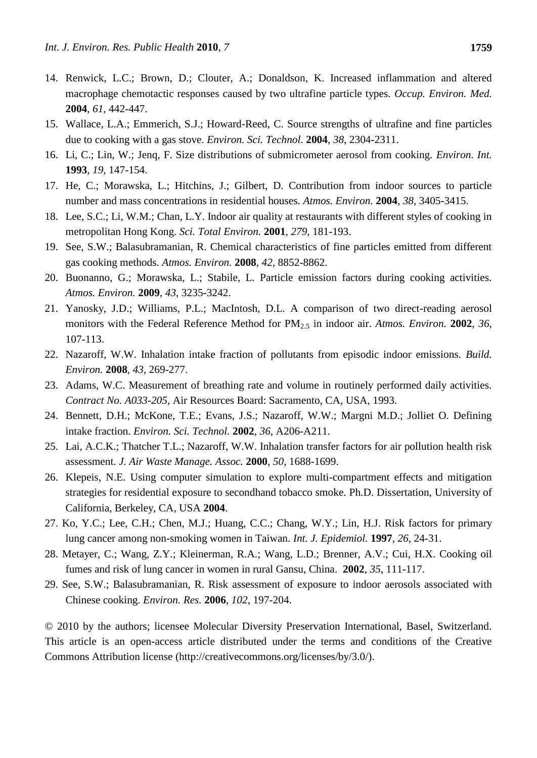14. Renwick, L.C.; Brown, D.; Clouter, A.; Donaldson, K. Increased inflammation and altered macrophage chemotactic responses caused by two ultrafine particle types. *Occup. Environ. Med.* **2004**, *61*, 442-447.
15. Wallace, L.A.; Emmerich, S.J.; Howard-Reed, C. Source strengths of ultrafine and fine particles due to cooking with a gas stove. *Environ. Sci. Technol.* **2004**, *38*, 2304-2311.
16. Li, C.; Lin, W.; Jenq, F. Size distributions of submicrometer aerosol from cooking. *Environ. Int.* **1993**, *19*, 147-154.
17. He, C.; Morawska, L.; Hitchins, J.; Gilbert, D. Contribution from indoor sources to particle number and mass concentrations in residential houses. *Atmos. Environ.* **2004**, *38*, 3405-3415.
18. Lee, S.C.; Li, W.M.; Chan, L.Y. Indoor air quality at restaurants with different styles of cooking in metropolitan Hong Kong. *Sci. Total Environ.* **2001**, *279*, 181-193.
19. See, S.W.; Balasubramanian, R. Chemical characteristics of fine particles emitted from different gas cooking methods. *Atmos. Environ.* **2008**, *42*, 8852-8862.
20. Buonanno, G.; Morawska, L.; Stabile, L. Particle emission factors during cooking activities. *Atmos. Environ.* **2009**, *43*, 3235-3242.
21. Yanosky, J.D.; Williams, P.L.; MacIntosh, D.L. A comparison of two direct-reading aerosol monitors with the Federal Reference Method for $PM_{2.5}$ in indoor air. *Atmos. Environ.* **2002**, *36*, 107-113.
22. Nazaroff, W.W. Inhalation intake fraction of pollutants from episodic indoor emissions. *Build. Environ.* **2008**, *43*, 269-277.
23. Adams, W.C. Measurement of breathing rate and volume in routinely performed daily activities. *Contract No. A033-205*, Air Resources Board: Sacramento, CA, USA, 1993.
24. Bennett, D.H.; McKone, T.E.; Evans, J.S.; Nazaroff, W.W.; Margni M.D.; Jolliet O. Defining intake fraction. *Environ. Sci. Technol.* **2002**, *36*, A206-A211.
25. Lai, A.C.K.; Thatcher T.L.; Nazaroff, W.W. Inhalation transfer factors for air pollution health risk assessment. *J. Air Waste Manage. Assoc.* **2000**, *50*, 1688-1699.
26. Klepeis, N.E. Using computer simulation to explore multi-compartment effects and mitigation strategies for residential exposure to secondhand tobacco smoke. Ph.D. Dissertation, University of California, Berkeley, CA, USA **2004**.
27. Ko, Y.C.; Lee, C.H.; Chen, M.J.; Huang, C.C.; Chang, W.Y.; Lin, H.J. Risk factors for primary lung cancer among non-smoking women in Taiwan. *Int. J. Epidemiol.* **1997**, *26*, 24-31.
28. Metayer, C.; Wang, Z.Y.; Kleinerman, R.A.; Wang, L.D.; Brenner, A.V.; Cui, H.X. Cooking oil fumes and risk of lung cancer in women in rural Gansu, China. **2002**, *35*, 111-117.
29. See, S.W.; Balasubramanian, R. Risk assessment of exposure to indoor aerosols associated with Chinese cooking. *Environ. Res.* **2006**, *102*, 197-204.

© 2010 by the authors; licensee Molecular Diversity Preservation International, Basel, Switzerland. This article is an open-access article distributed under the terms and conditions of the Creative Commons Attribution license (http://creativecommons.org/licenses/by/3.0/).